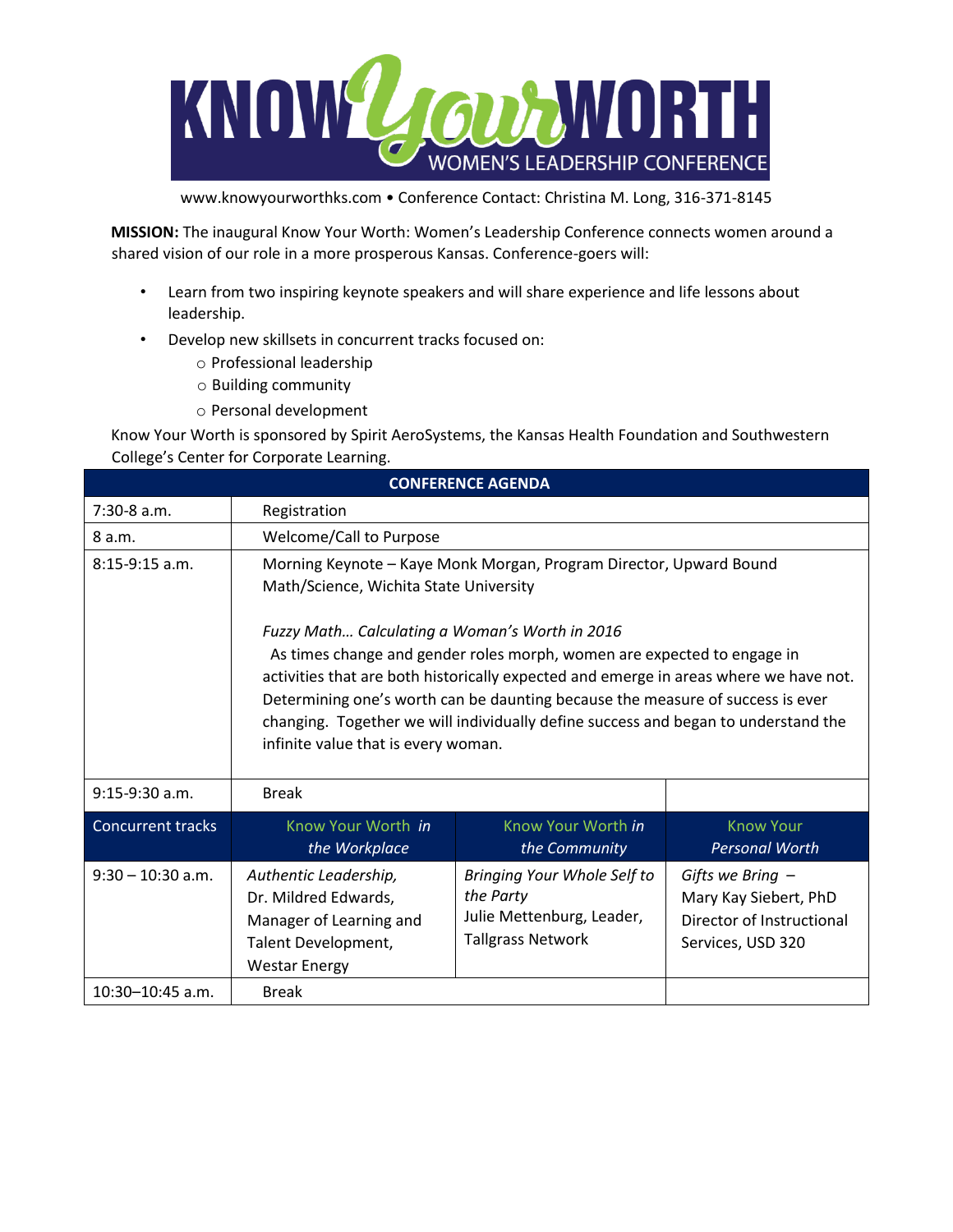# KNOW YOUR WORTH

## WOMEN'S LEADERSHIP CONFERENCE

www.knowyourworthks.com • Conference Contact: Christina M. Long, 316-371-8145

**MISSION:** The inaugural Know Your Worth: Women's Leadership Conference connects women around a shared vision of our role in a more prosperous Kansas. Conference-goers will:

- Learn from two inspiring keynote speakers and will share experience and life lessons about leadership.
- Develop new skillsets in concurrent tracks focused on:
  - Professional leadership
  - Building community
  - Personal development

Know Your Worth is sponsored by Spirit AeroSystems, the Kansas Health Foundation and Southwestern College's Center for Corporate Learning.

| CONFERENCE AGENDA | | | |
|---|---|---|---|
| 7:30-8 a.m. | Registration | | |
| 8 a.m. | Welcome/Call to Purpose | | |
| 8:15-9:15 a.m. | Morning Keynote – Kaye Monk Morgan, Program Director, Upward Bound Math/Science, Wichita State University<br><br>*Fuzzy Math… Calculating a Woman's Worth in 2016*<br>As times change and gender roles morph, women are expected to engage in activities that are both historically expected and emerge in areas where we have not. Determining one's worth can be daunting because the measure of success is ever changing. Together we will individually define success and began to understand the infinite value that is every woman. | | |
| 9:15-9:30 a.m. | Break | | |
| Concurrent tracks | Know Your Worth *in the Workplace* | Know Your Worth *in the Community* | Know Your *Personal Worth* |
| 9:30 – 10:30 a.m. | *Authentic Leadership,* Dr. Mildred Edwards, Manager of Learning and Talent Development, Westar Energy | *Bringing Your Whole Self to the Party* Julie Mettenburg, Leader, Tallgrass Network | *Gifts we Bring* – Mary Kay Siebert, PhD Director of Instructional Services, USD 320 |
| 10:30–10:45 a.m. | Break | | |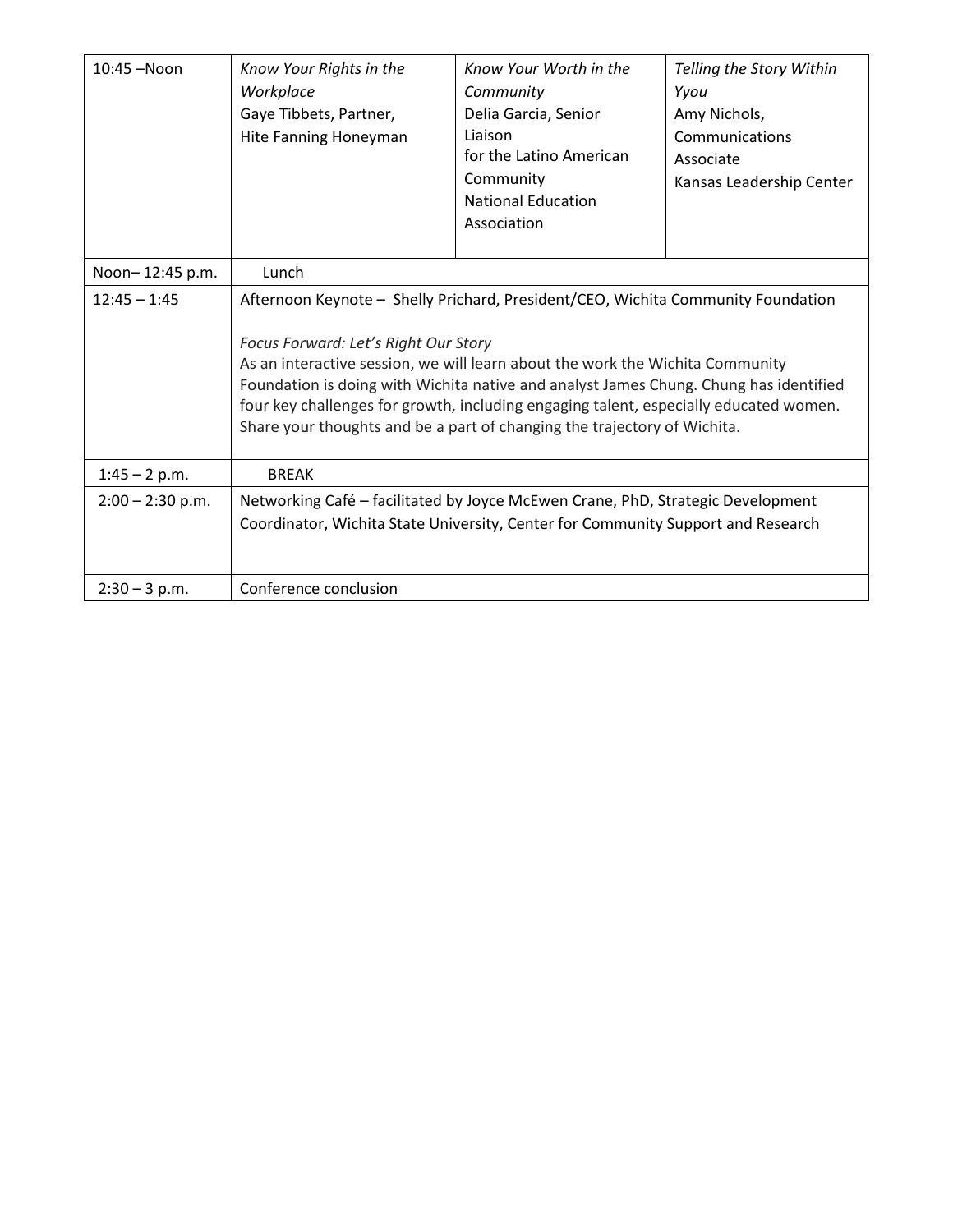| | | | |
|---|---|---|---|
| 10:45 –Noon | *Know Your Rights in the Workplace*<br>Gaye Tibbets, Partner, Hite Fanning Honeyman | *Know Your Worth in the Community*<br>Delia Garcia, Senior Liaison for the Latino American Community National Education Association | *Telling the Story Within Yyou*<br>Amy Nichols, Communications Associate Kansas Leadership Center |
| Noon– 12:45 p.m. | Lunch | | |
| 12:45 – 1:45 | Afternoon Keynote – Shelly Prichard, President/CEO, Wichita Community Foundation<br><br>*Focus Forward: Let's Right Our Story*<br>As an interactive session, we will learn about the work the Wichita Community Foundation is doing with Wichita native and analyst James Chung. Chung has identified four key challenges for growth, including engaging talent, especially educated women. Share your thoughts and be a part of changing the trajectory of Wichita. | | |
| 1:45 – 2 p.m. | BREAK | | |
| 2:00 – 2:30 p.m. | Networking Café – facilitated by Joyce McEwen Crane, PhD, Strategic Development Coordinator, Wichita State University, Center for Community Support and Research | | |
| 2:30 – 3 p.m. | Conference conclusion | | |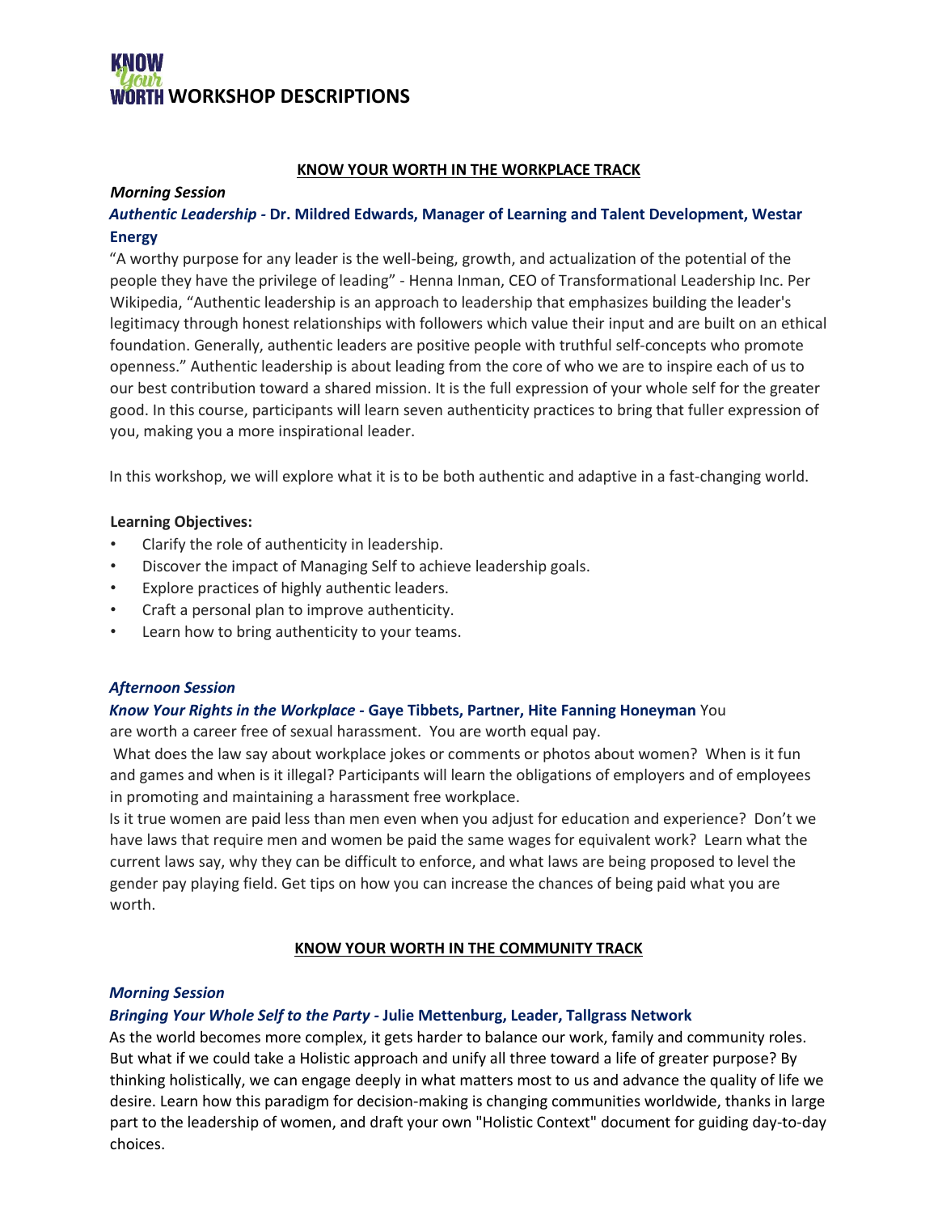# KNOW *Your* WORTH WORKSHOP DESCRIPTIONS

## KNOW YOUR WORTH IN THE WORKPLACE TRACK

***Morning Session***

***Authentic Leadership* - Dr. Mildred Edwards, Manager of Learning and Talent Development, Westar Energy**

"A worthy purpose for any leader is the well-being, growth, and actualization of the potential of the people they have the privilege of leading" - Henna Inman, CEO of Transformational Leadership Inc. Per Wikipedia, "Authentic leadership is an approach to leadership that emphasizes building the leader's legitimacy through honest relationships with followers which value their input and are built on an ethical foundation. Generally, authentic leaders are positive people with truthful self-concepts who promote openness." Authentic leadership is about leading from the core of who we are to inspire each of us to our best contribution toward a shared mission. It is the full expression of your whole self for the greater good. In this course, participants will learn seven authenticity practices to bring that fuller expression of you, making you a more inspirational leader.

In this workshop, we will explore what it is to be both authentic and adaptive in a fast-changing world.

**Learning Objectives:**

- Clarify the role of authenticity in leadership.
- Discover the impact of Managing Self to achieve leadership goals.
- Explore practices of highly authentic leaders.
- Craft a personal plan to improve authenticity.
- Learn how to bring authenticity to your teams.

***Afternoon Session***

***Know Your Rights in the Workplace* - Gaye Tibbets, Partner, Hite Fanning Honeyman** You are worth a career free of sexual harassment. You are worth equal pay.

What does the law say about workplace jokes or comments or photos about women? When is it fun and games and when is it illegal? Participants will learn the obligations of employers and of employees in promoting and maintaining a harassment free workplace.

Is it true women are paid less than men even when you adjust for education and experience? Don't we have laws that require men and women be paid the same wages for equivalent work? Learn what the current laws say, why they can be difficult to enforce, and what laws are being proposed to level the gender pay playing field. Get tips on how you can increase the chances of being paid what you are worth.

## KNOW YOUR WORTH IN THE COMMUNITY TRACK

***Morning Session***

***Bringing Your Whole Self to the Party* - Julie Mettenburg, Leader, Tallgrass Network**

As the world becomes more complex, it gets harder to balance our work, family and community roles. But what if we could take a Holistic approach and unify all three toward a life of greater purpose? By thinking holistically, we can engage deeply in what matters most to us and advance the quality of life we desire. Learn how this paradigm for decision-making is changing communities worldwide, thanks in large part to the leadership of women, and draft your own "Holistic Context" document for guiding day-to-day choices.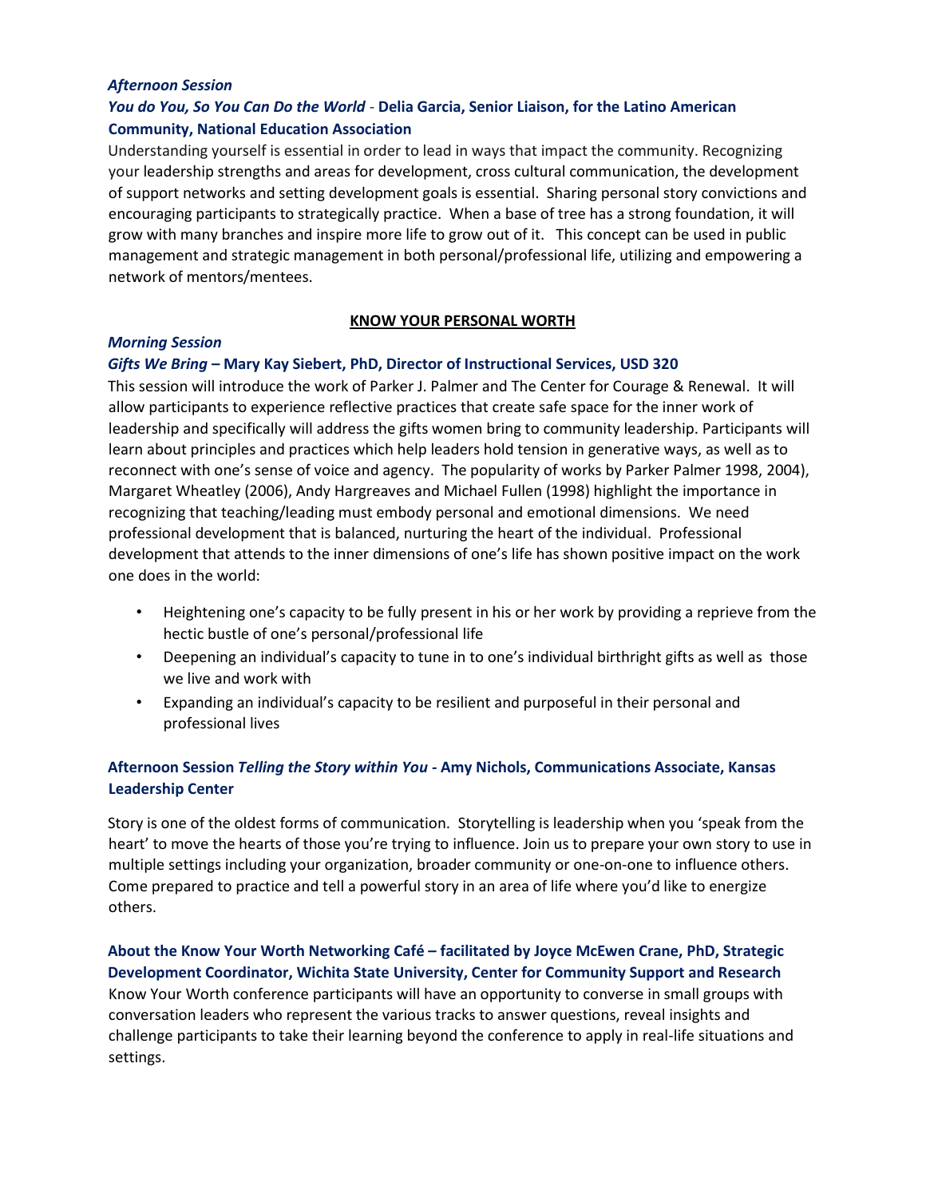***Afternoon Session***

***You do You, So You Can Do the World*** **- Delia Garcia, Senior Liaison, for the Latino American Community, National Education Association**

Understanding yourself is essential in order to lead in ways that impact the community. Recognizing your leadership strengths and areas for development, cross cultural communication, the development of support networks and setting development goals is essential. Sharing personal story convictions and encouraging participants to strategically practice. When a base of tree has a strong foundation, it will grow with many branches and inspire more life to grow out of it. This concept can be used in public management and strategic management in both personal/professional life, utilizing and empowering a network of mentors/mentees.

**KNOW YOUR PERSONAL WORTH**

***Morning Session***

***Gifts We Bring*** **– Mary Kay Siebert, PhD, Director of Instructional Services, USD 320**

This session will introduce the work of Parker J. Palmer and The Center for Courage & Renewal. It will allow participants to experience reflective practices that create safe space for the inner work of leadership and specifically will address the gifts women bring to community leadership. Participants will learn about principles and practices which help leaders hold tension in generative ways, as well as to reconnect with one's sense of voice and agency. The popularity of works by Parker Palmer 1998, 2004), Margaret Wheatley (2006), Andy Hargreaves and Michael Fullen (1998) highlight the importance in recognizing that teaching/leading must embody personal and emotional dimensions. We need professional development that is balanced, nurturing the heart of the individual. Professional development that attends to the inner dimensions of one's life has shown positive impact on the work one does in the world:

- Heightening one's capacity to be fully present in his or her work by providing a reprieve from the hectic bustle of one's personal/professional life
- Deepening an individual's capacity to tune in to one's individual birthright gifts as well as those we live and work with
- Expanding an individual's capacity to be resilient and purposeful in their personal and professional lives

**Afternoon Session *Telling the Story within You* - Amy Nichols, Communications Associate, Kansas Leadership Center**

Story is one of the oldest forms of communication. Storytelling is leadership when you 'speak from the heart' to move the hearts of those you're trying to influence. Join us to prepare your own story to use in multiple settings including your organization, broader community or one-on-one to influence others. Come prepared to practice and tell a powerful story in an area of life where you'd like to energize others.

**About the Know Your Worth Networking Café – facilitated by Joyce McEwen Crane, PhD, Strategic Development Coordinator, Wichita State University, Center for Community Support and Research**

Know Your Worth conference participants will have an opportunity to converse in small groups with conversation leaders who represent the various tracks to answer questions, reveal insights and challenge participants to take their learning beyond the conference to apply in real-life situations and settings.